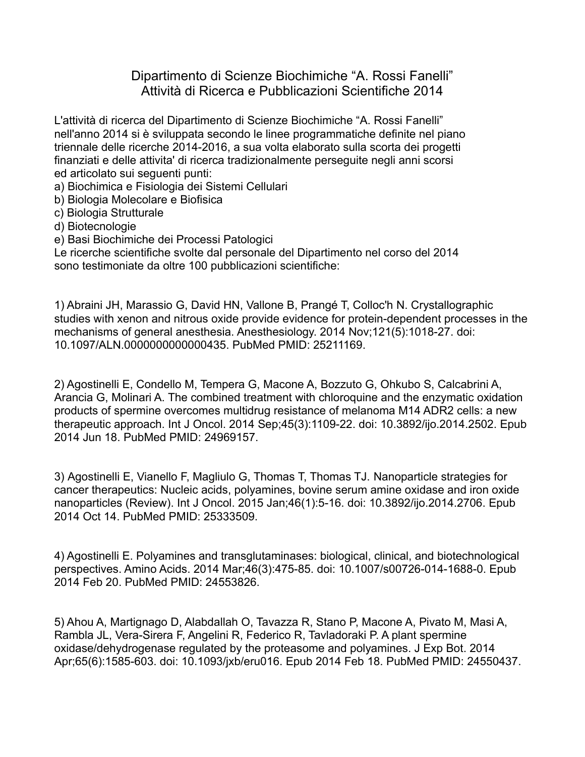# Dipartimento di Scienze Biochimiche “A. Rossi Fanelli”
## Attività di Ricerca e Pubblicazioni Scientifiche 2014

L'attività di ricerca del Dipartimento di Scienze Biochimiche “A. Rossi Fanelli” nell'anno 2014 si è sviluppata secondo le linee programmatiche definite nel piano triennale delle ricerche 2014-2016, a sua volta elaborato sulla scorta dei progetti finanziati e delle attivita' di ricerca tradizionalmente perseguite negli anni scorsi ed articolato sui seguenti punti:

a) Biochimica e Fisiologia dei Sistemi Cellulari
b) Biologia Molecolare e Biofisica
c) Biologia Strutturale
d) Biotecnologie
e) Basi Biochimiche dei Processi Patologici

Le ricerche scientifiche svolte dal personale del Dipartimento nel corso del 2014 sono testimoniate da oltre 100 pubblicazioni scientifiche:

1) Abraini JH, Marassio G, David HN, Vallone B, Prangé T, Colloc'h N. Crystallographic studies with xenon and nitrous oxide provide evidence for protein-dependent processes in the mechanisms of general anesthesia. Anesthesiology. 2014 Nov;121(5):1018-27. doi: 10.1097/ALN.0000000000000435. PubMed PMID: 25211169.

2) Agostinelli E, Condello M, Tempera G, Macone A, Bozzuto G, Ohkubo S, Calcabrini A, Arancia G, Molinari A. The combined treatment with chloroquine and the enzymatic oxidation products of spermine overcomes multidrug resistance of melanoma M14 ADR2 cells: a new therapeutic approach. Int J Oncol. 2014 Sep;45(3):1109-22. doi: 10.3892/ijo.2014.2502. Epub 2014 Jun 18. PubMed PMID: 24969157.

3) Agostinelli E, Vianello F, Magliulo G, Thomas T, Thomas TJ. Nanoparticle strategies for cancer therapeutics: Nucleic acids, polyamines, bovine serum amine oxidase and iron oxide nanoparticles (Review). Int J Oncol. 2015 Jan;46(1):5-16. doi: 10.3892/ijo.2014.2706. Epub 2014 Oct 14. PubMed PMID: 25333509.

4) Agostinelli E. Polyamines and transglutaminases: biological, clinical, and biotechnological perspectives. Amino Acids. 2014 Mar;46(3):475-85. doi: 10.1007/s00726-014-1688-0. Epub 2014 Feb 20. PubMed PMID: 24553826.

5) Ahou A, Martignago D, Alabdallah O, Tavazza R, Stano P, Macone A, Pivato M, Masi A, Rambla JL, Vera-Sirera F, Angelini R, Federico R, Tavladoraki P. A plant spermine oxidase/dehydrogenase regulated by the proteasome and polyamines. J Exp Bot. 2014 Apr;65(6):1585-603. doi: 10.1093/jxb/eru016. Epub 2014 Feb 18. PubMed PMID: 24550437.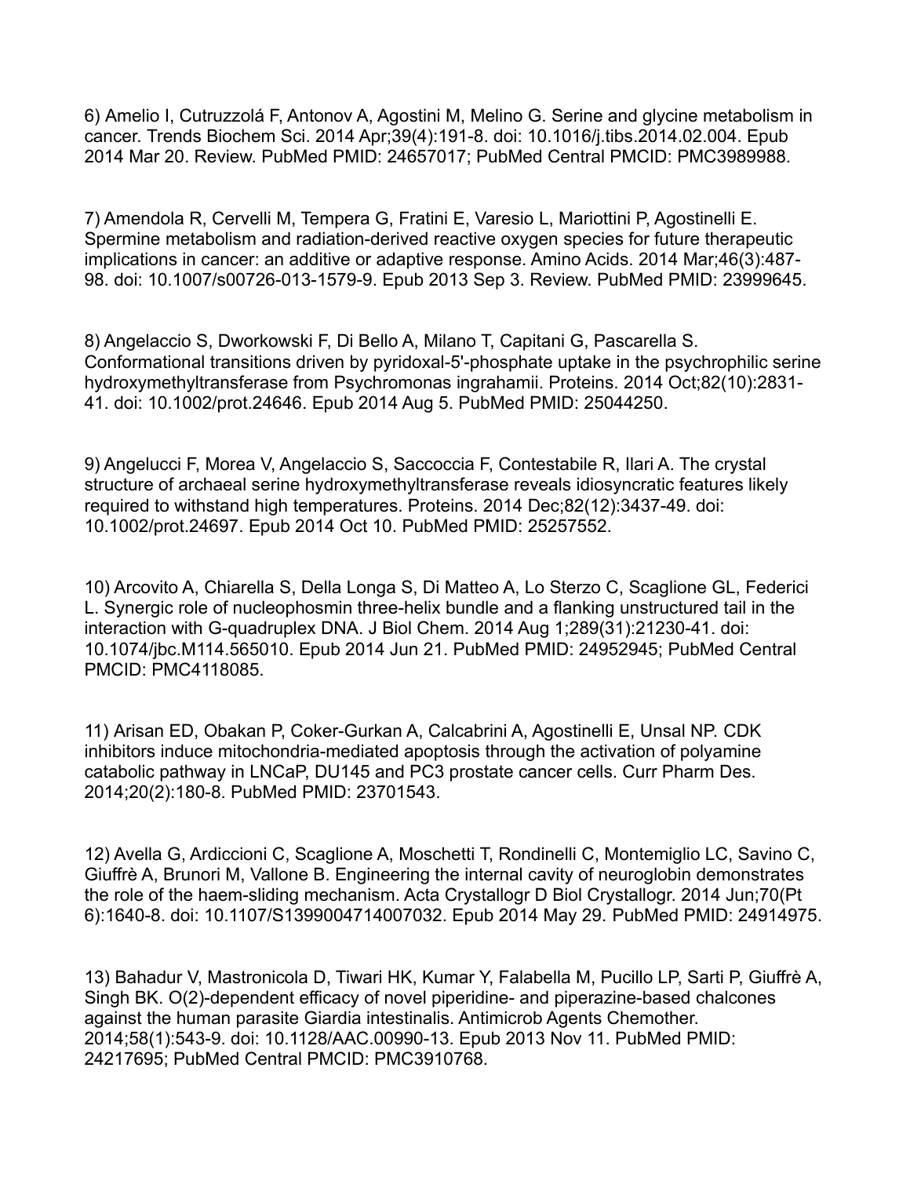6) Amelio I, Cutruzzolá F, Antonov A, Agostini M, Melino G. Serine and glycine metabolism in cancer. Trends Biochem Sci. 2014 Apr;39(4):191-8. doi: 10.1016/j.tibs.2014.02.004. Epub 2014 Mar 20. Review. PubMed PMID: 24657017; PubMed Central PMCID: PMC3989988.

7) Amendola R, Cervelli M, Tempera G, Fratini E, Varesio L, Mariottini P, Agostinelli E. Spermine metabolism and radiation-derived reactive oxygen species for future therapeutic implications in cancer: an additive or adaptive response. Amino Acids. 2014 Mar;46(3):487-98. doi: 10.1007/s00726-013-1579-9. Epub 2013 Sep 3. Review. PubMed PMID: 23999645.

8) Angelaccio S, Dworkowski F, Di Bello A, Milano T, Capitani G, Pascarella S. Conformational transitions driven by pyridoxal-5'-phosphate uptake in the psychrophilic serine hydroxymethyltransferase from Psychromonas ingrahamii. Proteins. 2014 Oct;82(10):2831-41. doi: 10.1002/prot.24646. Epub 2014 Aug 5. PubMed PMID: 25044250.

9) Angelucci F, Morea V, Angelaccio S, Saccoccia F, Contestabile R, Ilari A. The crystal structure of archaeal serine hydroxymethyltransferase reveals idiosyncratic features likely required to withstand high temperatures. Proteins. 2014 Dec;82(12):3437-49. doi: 10.1002/prot.24697. Epub 2014 Oct 10. PubMed PMID: 25257552.

10) Arcovito A, Chiarella S, Della Longa S, Di Matteo A, Lo Sterzo C, Scaglione GL, Federici L. Synergic role of nucleophosmin three-helix bundle and a flanking unstructured tail in the interaction with G-quadruplex DNA. J Biol Chem. 2014 Aug 1;289(31):21230-41. doi: 10.1074/jbc.M114.565010. Epub 2014 Jun 21. PubMed PMID: 24952945; PubMed Central PMCID: PMC4118085.

11) Arisan ED, Obakan P, Coker-Gurkan A, Calcabrini A, Agostinelli E, Unsal NP. CDK inhibitors induce mitochondria-mediated apoptosis through the activation of polyamine catabolic pathway in LNCaP, DU145 and PC3 prostate cancer cells. Curr Pharm Des. 2014;20(2):180-8. PubMed PMID: 23701543.

12) Avella G, Ardiccioni C, Scaglione A, Moschetti T, Rondinelli C, Montemiglio LC, Savino C, Giuffrè A, Brunori M, Vallone B. Engineering the internal cavity of neuroglobin demonstrates the role of the haem-sliding mechanism. Acta Crystallogr D Biol Crystallogr. 2014 Jun;70(Pt 6):1640-8. doi: 10.1107/S1399004714007032. Epub 2014 May 29. PubMed PMID: 24914975.

13) Bahadur V, Mastronicola D, Tiwari HK, Kumar Y, Falabella M, Pucillo LP, Sarti P, Giuffrè A, Singh BK. O(2)-dependent efficacy of novel piperidine- and piperazine-based chalcones against the human parasite Giardia intestinalis. Antimicrob Agents Chemother. 2014;58(1):543-9. doi: 10.1128/AAC.00990-13. Epub 2013 Nov 11. PubMed PMID: 24217695; PubMed Central PMCID: PMC3910768.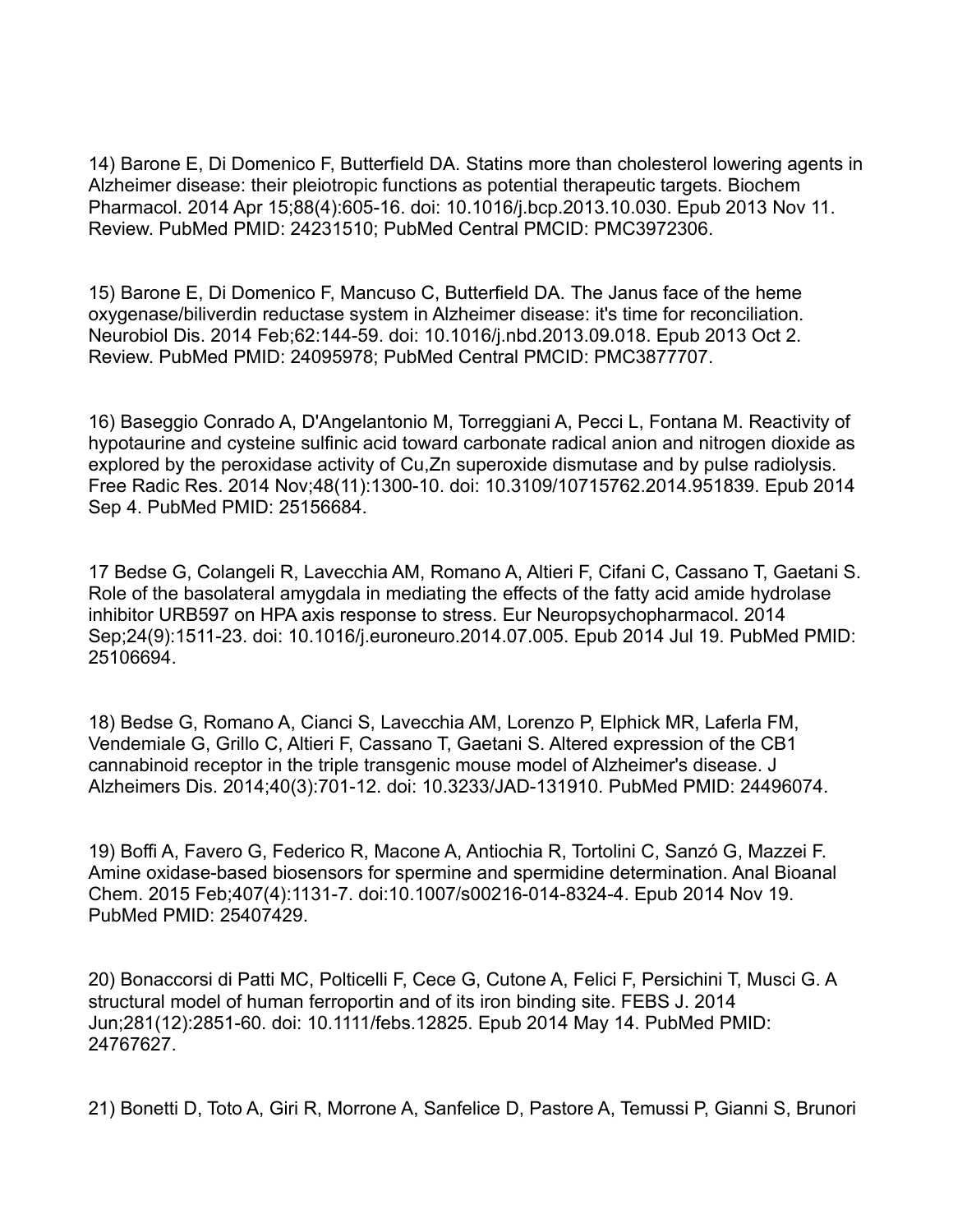14) Barone E, Di Domenico F, Butterfield DA. Statins more than cholesterol lowering agents in Alzheimer disease: their pleiotropic functions as potential therapeutic targets. Biochem Pharmacol. 2014 Apr 15;88(4):605-16. doi: 10.1016/j.bcp.2013.10.030. Epub 2013 Nov 11. Review. PubMed PMID: 24231510; PubMed Central PMCID: PMC3972306.

15) Barone E, Di Domenico F, Mancuso C, Butterfield DA. The Janus face of the heme oxygenase/biliverdin reductase system in Alzheimer disease: it's time for reconciliation. Neurobiol Dis. 2014 Feb;62:144-59. doi: 10.1016/j.nbd.2013.09.018. Epub 2013 Oct 2. Review. PubMed PMID: 24095978; PubMed Central PMCID: PMC3877707.

16) Baseggio Conrado A, D'Angelantonio M, Torreggiani A, Pecci L, Fontana M. Reactivity of hypotaurine and cysteine sulfinic acid toward carbonate radical anion and nitrogen dioxide as explored by the peroxidase activity of Cu,Zn superoxide dismutase and by pulse radiolysis. Free Radic Res. 2014 Nov;48(11):1300-10. doi: 10.3109/10715762.2014.951839. Epub 2014 Sep 4. PubMed PMID: 25156684.

17 Bedse G, Colangeli R, Lavecchia AM, Romano A, Altieri F, Cifani C, Cassano T, Gaetani S. Role of the basolateral amygdala in mediating the effects of the fatty acid amide hydrolase inhibitor URB597 on HPA axis response to stress. Eur Neuropsychopharmacol. 2014 Sep;24(9):1511-23. doi: 10.1016/j.euroneuro.2014.07.005. Epub 2014 Jul 19. PubMed PMID: 25106694.

18) Bedse G, Romano A, Cianci S, Lavecchia AM, Lorenzo P, Elphick MR, Laferla FM, Vendemiale G, Grillo C, Altieri F, Cassano T, Gaetani S. Altered expression of the CB1 cannabinoid receptor in the triple transgenic mouse model of Alzheimer's disease. J Alzheimers Dis. 2014;40(3):701-12. doi: 10.3233/JAD-131910. PubMed PMID: 24496074.

19) Boffi A, Favero G, Federico R, Macone A, Antiochia R, Tortolini C, Sanzó G, Mazzei F. Amine oxidase-based biosensors for spermine and spermidine determination. Anal Bioanal Chem. 2015 Feb;407(4):1131-7. doi:10.1007/s00216-014-8324-4. Epub 2014 Nov 19. PubMed PMID: 25407429.

20) Bonaccorsi di Patti MC, Polticelli F, Cece G, Cutone A, Felici F, Persichini T, Musci G. A structural model of human ferroportin and of its iron binding site. FEBS J. 2014 Jun;281(12):2851-60. doi: 10.1111/febs.12825. Epub 2014 May 14. PubMed PMID: 24767627.

21) Bonetti D, Toto A, Giri R, Morrone A, Sanfelice D, Pastore A, Temussi P, Gianni S, Brunori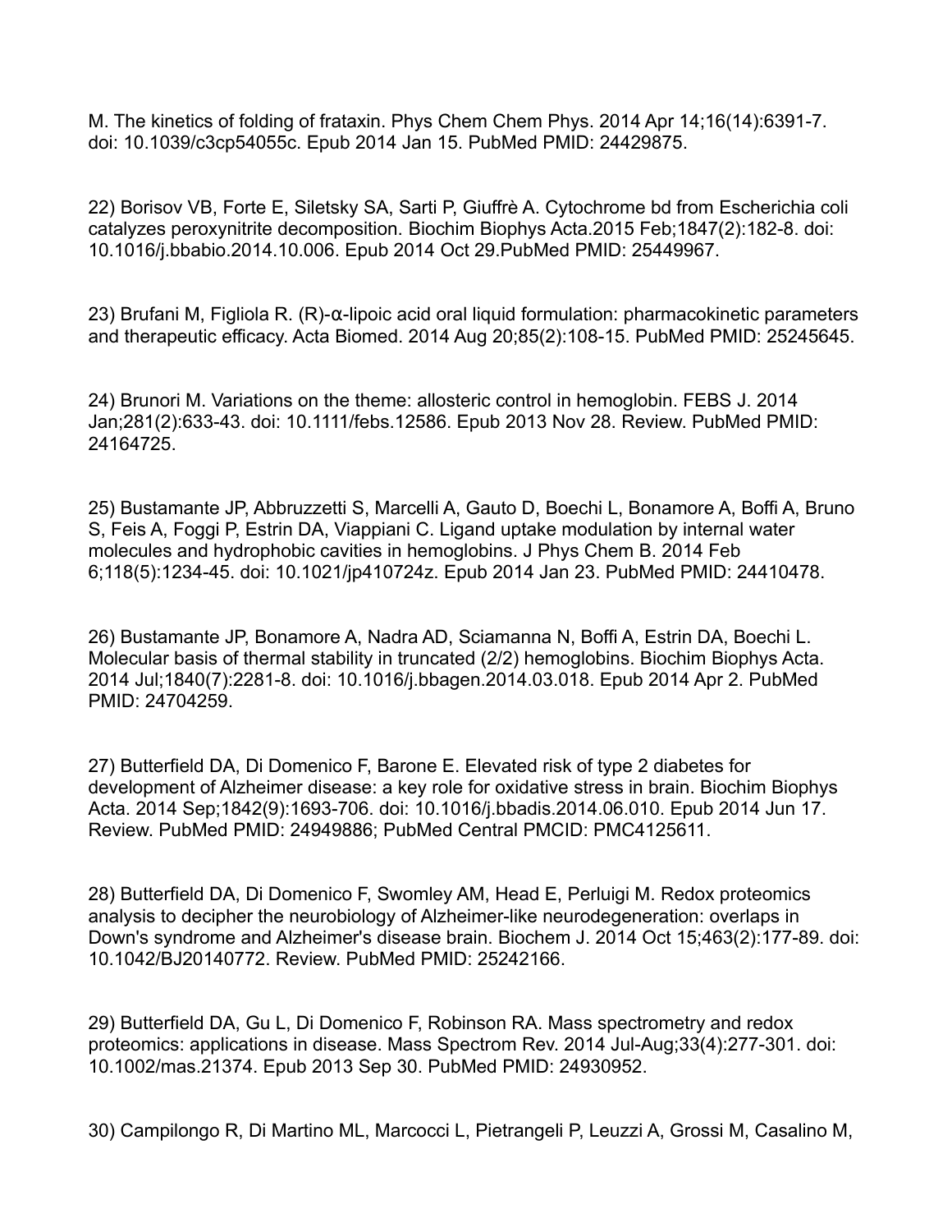M. The kinetics of folding of frataxin. Phys Chem Chem Phys. 2014 Apr 14;16(14):6391-7. doi: 10.1039/c3cp54055c. Epub 2014 Jan 15. PubMed PMID: 24429875.

22) Borisov VB, Forte E, Siletsky SA, Sarti P, Giuffrè A. Cytochrome bd from Escherichia coli catalyzes peroxynitrite decomposition. Biochim Biophys Acta.2015 Feb;1847(2):182-8. doi: 10.1016/j.bbabio.2014.10.006. Epub 2014 Oct 29.PubMed PMID: 25449967.

23) Brufani M, Figliola R. (R)-α-lipoic acid oral liquid formulation: pharmacokinetic parameters and therapeutic efficacy. Acta Biomed. 2014 Aug 20;85(2):108-15. PubMed PMID: 25245645.

24) Brunori M. Variations on the theme: allosteric control in hemoglobin. FEBS J. 2014 Jan;281(2):633-43. doi: 10.1111/febs.12586. Epub 2013 Nov 28. Review. PubMed PMID: 24164725.

25) Bustamante JP, Abbruzzetti S, Marcelli A, Gauto D, Boechi L, Bonamore A, Boffi A, Bruno S, Feis A, Foggi P, Estrin DA, Viappiani C. Ligand uptake modulation by internal water molecules and hydrophobic cavities in hemoglobins. J Phys Chem B. 2014 Feb 6;118(5):1234-45. doi: 10.1021/jp410724z. Epub 2014 Jan 23. PubMed PMID: 24410478.

26) Bustamante JP, Bonamore A, Nadra AD, Sciamanna N, Boffi A, Estrin DA, Boechi L. Molecular basis of thermal stability in truncated (2/2) hemoglobins. Biochim Biophys Acta. 2014 Jul;1840(7):2281-8. doi: 10.1016/j.bbagen.2014.03.018. Epub 2014 Apr 2. PubMed PMID: 24704259.

27) Butterfield DA, Di Domenico F, Barone E. Elevated risk of type 2 diabetes for development of Alzheimer disease: a key role for oxidative stress in brain. Biochim Biophys Acta. 2014 Sep;1842(9):1693-706. doi: 10.1016/j.bbadis.2014.06.010. Epub 2014 Jun 17. Review. PubMed PMID: 24949886; PubMed Central PMCID: PMC4125611.

28) Butterfield DA, Di Domenico F, Swomley AM, Head E, Perluigi M. Redox proteomics analysis to decipher the neurobiology of Alzheimer-like neurodegeneration: overlaps in Down's syndrome and Alzheimer's disease brain. Biochem J. 2014 Oct 15;463(2):177-89. doi: 10.1042/BJ20140772. Review. PubMed PMID: 25242166.

29) Butterfield DA, Gu L, Di Domenico F, Robinson RA. Mass spectrometry and redox proteomics: applications in disease. Mass Spectrom Rev. 2014 Jul-Aug;33(4):277-301. doi: 10.1002/mas.21374. Epub 2013 Sep 30. PubMed PMID: 24930952.

30) Campilongo R, Di Martino ML, Marcocci L, Pietrangeli P, Leuzzi A, Grossi M, Casalino M,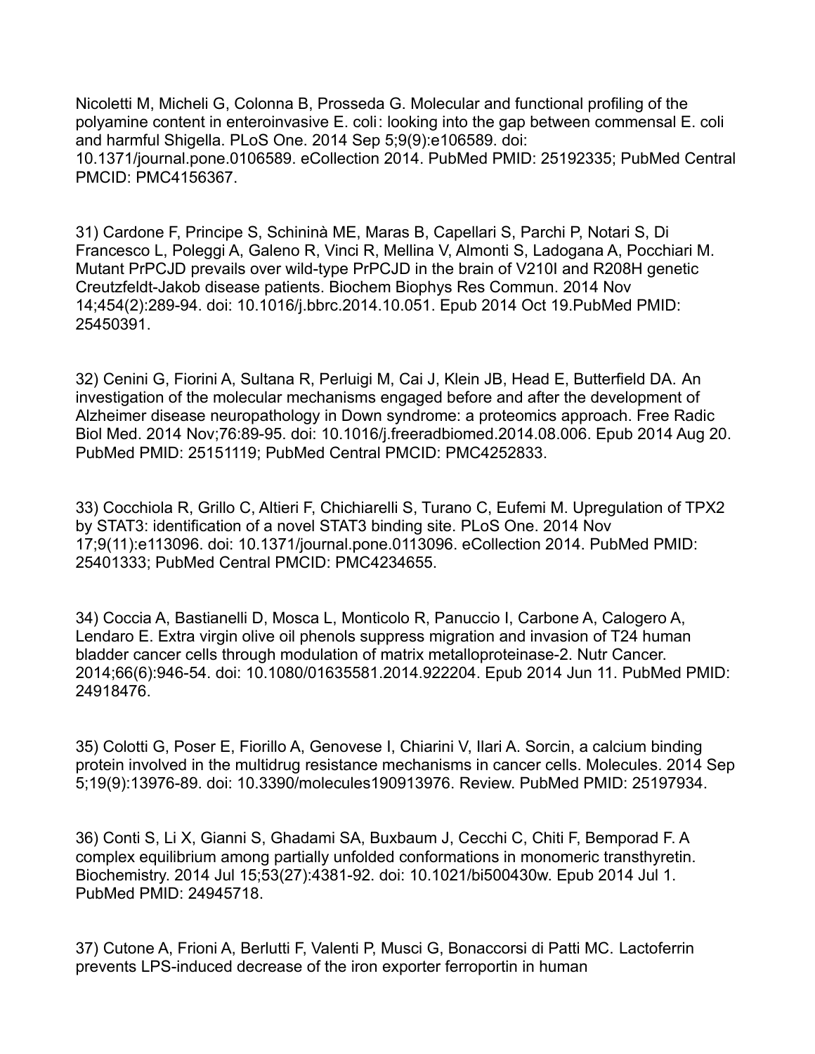Nicoletti M, Micheli G, Colonna B, Prosseda G. Molecular and functional profiling of the polyamine content in enteroinvasive E. coli: looking into the gap between commensal E. coli and harmful Shigella. PLoS One. 2014 Sep 5;9(9):e106589. doi: 10.1371/journal.pone.0106589. eCollection 2014. PubMed PMID: 25192335; PubMed Central PMCID: PMC4156367.

31) Cardone F, Principe S, Schininà ME, Maras B, Capellari S, Parchi P, Notari S, Di Francesco L, Poleggi A, Galeno R, Vinci R, Mellina V, Almonti S, Ladogana A, Pocchiari M. Mutant PrPCJD prevails over wild-type PrPCJD in the brain of V210I and R208H genetic Creutzfeldt-Jakob disease patients. Biochem Biophys Res Commun. 2014 Nov 14;454(2):289-94. doi: 10.1016/j.bbrc.2014.10.051. Epub 2014 Oct 19.PubMed PMID: 25450391.

32) Cenini G, Fiorini A, Sultana R, Perluigi M, Cai J, Klein JB, Head E, Butterfield DA. An investigation of the molecular mechanisms engaged before and after the development of Alzheimer disease neuropathology in Down syndrome: a proteomics approach. Free Radic Biol Med. 2014 Nov;76:89-95. doi: 10.1016/j.freeradbiomed.2014.08.006. Epub 2014 Aug 20. PubMed PMID: 25151119; PubMed Central PMCID: PMC4252833.

33) Cocchiola R, Grillo C, Altieri F, Chichiarelli S, Turano C, Eufemi M. Upregulation of TPX2 by STAT3: identification of a novel STAT3 binding site. PLoS One. 2014 Nov 17;9(11):e113096. doi: 10.1371/journal.pone.0113096. eCollection 2014. PubMed PMID: 25401333; PubMed Central PMCID: PMC4234655.

34) Coccia A, Bastianelli D, Mosca L, Monticolo R, Panuccio I, Carbone A, Calogero A, Lendaro E. Extra virgin olive oil phenols suppress migration and invasion of T24 human bladder cancer cells through modulation of matrix metalloproteinase-2. Nutr Cancer. 2014;66(6):946-54. doi: 10.1080/01635581.2014.922204. Epub 2014 Jun 11. PubMed PMID: 24918476.

35) Colotti G, Poser E, Fiorillo A, Genovese I, Chiarini V, Ilari A. Sorcin, a calcium binding protein involved in the multidrug resistance mechanisms in cancer cells. Molecules. 2014 Sep 5;19(9):13976-89. doi: 10.3390/molecules190913976. Review. PubMed PMID: 25197934.

36) Conti S, Li X, Gianni S, Ghadami SA, Buxbaum J, Cecchi C, Chiti F, Bemporad F. A complex equilibrium among partially unfolded conformations in monomeric transthyretin. Biochemistry. 2014 Jul 15;53(27):4381-92. doi: 10.1021/bi500430w. Epub 2014 Jul 1. PubMed PMID: 24945718.

37) Cutone A, Frioni A, Berlutti F, Valenti P, Musci G, Bonaccorsi di Patti MC. Lactoferrin prevents LPS-induced decrease of the iron exporter ferroportin in human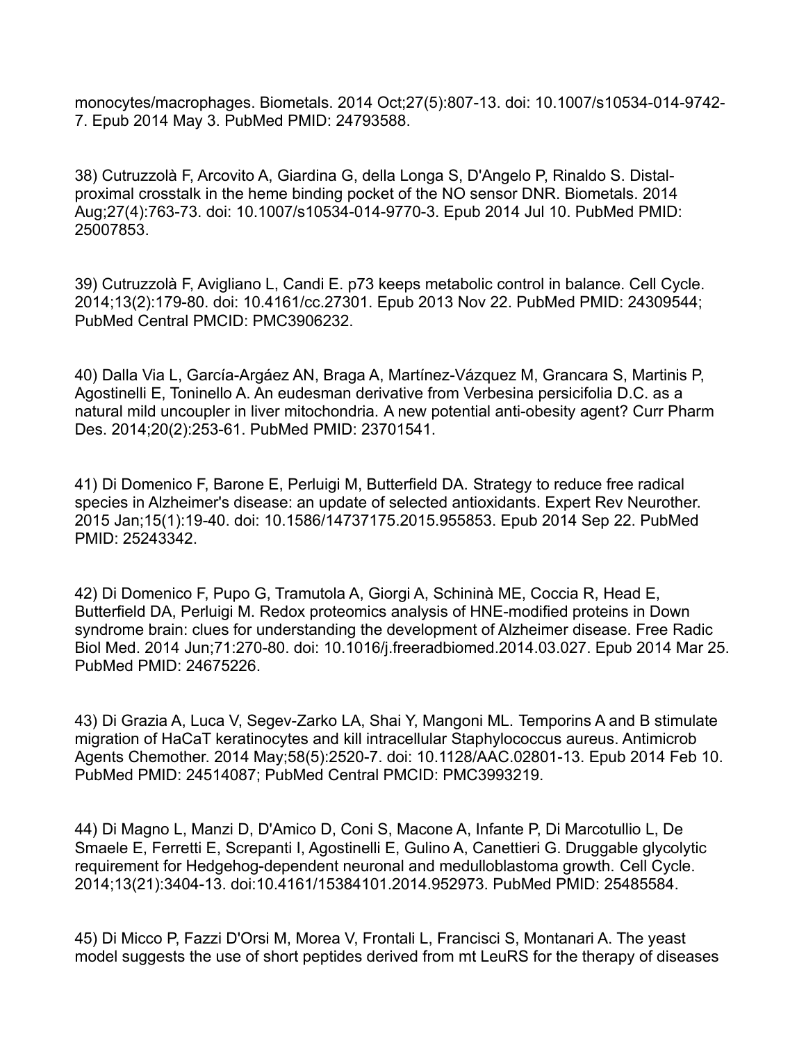monocytes/macrophages. Biometals. 2014 Oct;27(5):807-13. doi: 10.1007/s10534-014-9742-7. Epub 2014 May 3. PubMed PMID: 24793588.

38) Cutruzzolà F, Arcovito A, Giardina G, della Longa S, D'Angelo P, Rinaldo S. Distal-proximal crosstalk in the heme binding pocket of the NO sensor DNR. Biometals. 2014 Aug;27(4):763-73. doi: 10.1007/s10534-014-9770-3. Epub 2014 Jul 10. PubMed PMID: 25007853.

39) Cutruzzolà F, Avigliano L, Candi E. p73 keeps metabolic control in balance. Cell Cycle. 2014;13(2):179-80. doi: 10.4161/cc.27301. Epub 2013 Nov 22. PubMed PMID: 24309544; PubMed Central PMCID: PMC3906232.

40) Dalla Via L, García-Argáez AN, Braga A, Martínez-Vázquez M, Grancara S, Martinis P, Agostinelli E, Toninello A. An eudesman derivative from Verbesina persicifolia D.C. as a natural mild uncoupler in liver mitochondria. A new potential anti-obesity agent? Curr Pharm Des. 2014;20(2):253-61. PubMed PMID: 23701541.

41) Di Domenico F, Barone E, Perluigi M, Butterfield DA. Strategy to reduce free radical species in Alzheimer's disease: an update of selected antioxidants. Expert Rev Neurother. 2015 Jan;15(1):19-40. doi: 10.1586/14737175.2015.955853. Epub 2014 Sep 22. PubMed PMID: 25243342.

42) Di Domenico F, Pupo G, Tramutola A, Giorgi A, Schininà ME, Coccia R, Head E, Butterfield DA, Perluigi M. Redox proteomics analysis of HNE-modified proteins in Down syndrome brain: clues for understanding the development of Alzheimer disease. Free Radic Biol Med. 2014 Jun;71:270-80. doi: 10.1016/j.freeradbiomed.2014.03.027. Epub 2014 Mar 25. PubMed PMID: 24675226.

43) Di Grazia A, Luca V, Segev-Zarko LA, Shai Y, Mangoni ML. Temporins A and B stimulate migration of HaCaT keratinocytes and kill intracellular Staphylococcus aureus. Antimicrob Agents Chemother. 2014 May;58(5):2520-7. doi: 10.1128/AAC.02801-13. Epub 2014 Feb 10. PubMed PMID: 24514087; PubMed Central PMCID: PMC3993219.

44) Di Magno L, Manzi D, D'Amico D, Coni S, Macone A, Infante P, Di Marcotullio L, De Smaele E, Ferretti E, Screpanti I, Agostinelli E, Gulino A, Canettieri G. Druggable glycolytic requirement for Hedgehog-dependent neuronal and medulloblastoma growth. Cell Cycle. 2014;13(21):3404-13. doi:10.4161/15384101.2014.952973. PubMed PMID: 25485584.

45) Di Micco P, Fazzi D'Orsi M, Morea V, Frontali L, Francisci S, Montanari A. The yeast model suggests the use of short peptides derived from mt LeuRS for the therapy of diseases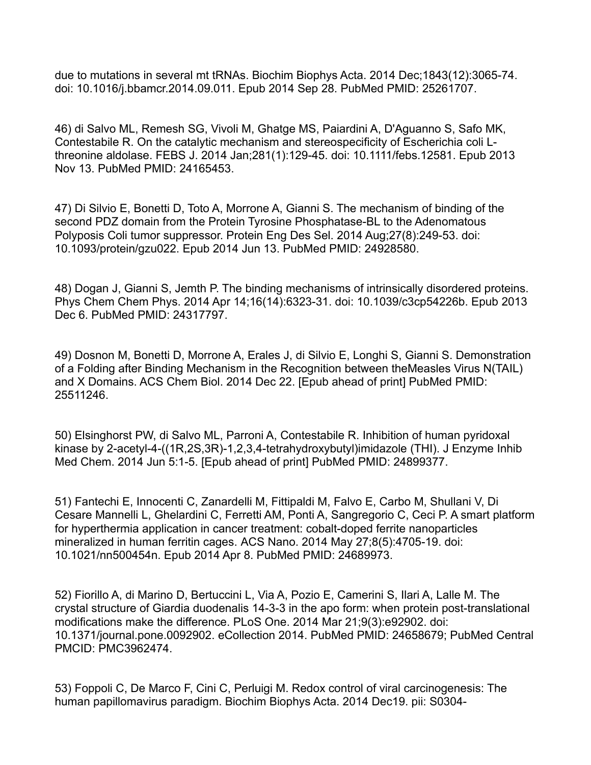due to mutations in several mt tRNAs. Biochim Biophys Acta. 2014 Dec;1843(12):3065-74. doi: 10.1016/j.bbamcr.2014.09.011. Epub 2014 Sep 28. PubMed PMID: 25261707.

46) di Salvo ML, Remesh SG, Vivoli M, Ghatge MS, Paiardini A, D'Aguanno S, Safo MK, Contestabile R. On the catalytic mechanism and stereospecificity of Escherichia coli L-threonine aldolase. FEBS J. 2014 Jan;281(1):129-45. doi: 10.1111/febs.12581. Epub 2013 Nov 13. PubMed PMID: 24165453.

47) Di Silvio E, Bonetti D, Toto A, Morrone A, Gianni S. The mechanism of binding of the second PDZ domain from the Protein Tyrosine Phosphatase-BL to the Adenomatous Polyposis Coli tumor suppressor. Protein Eng Des Sel. 2014 Aug;27(8):249-53. doi: 10.1093/protein/gzu022. Epub 2014 Jun 13. PubMed PMID: 24928580.

48) Dogan J, Gianni S, Jemth P. The binding mechanisms of intrinsically disordered proteins. Phys Chem Chem Phys. 2014 Apr 14;16(14):6323-31. doi: 10.1039/c3cp54226b. Epub 2013 Dec 6. PubMed PMID: 24317797.

49) Dosnon M, Bonetti D, Morrone A, Erales J, di Silvio E, Longhi S, Gianni S. Demonstration of a Folding after Binding Mechanism in the Recognition between theMeasles Virus N(TAIL) and X Domains. ACS Chem Biol. 2014 Dec 22. [Epub ahead of print] PubMed PMID: 25511246.

50) Elsinghorst PW, di Salvo ML, Parroni A, Contestabile R. Inhibition of human pyridoxal kinase by 2-acetyl-4-((1R,2S,3R)-1,2,3,4-tetrahydroxybutyl)imidazole (THI). J Enzyme Inhib Med Chem. 2014 Jun 5:1-5. [Epub ahead of print] PubMed PMID: 24899377.

51) Fantechi E, Innocenti C, Zanardelli M, Fittipaldi M, Falvo E, Carbo M, Shullani V, Di Cesare Mannelli L, Ghelardini C, Ferretti AM, Ponti A, Sangregorio C, Ceci P. A smart platform for hyperthermia application in cancer treatment: cobalt-doped ferrite nanoparticles mineralized in human ferritin cages. ACS Nano. 2014 May 27;8(5):4705-19. doi: 10.1021/nn500454n. Epub 2014 Apr 8. PubMed PMID: 24689973.

52) Fiorillo A, di Marino D, Bertuccini L, Via A, Pozio E, Camerini S, Ilari A, Lalle M. The crystal structure of Giardia duodenalis 14-3-3 in the apo form: when protein post-translational modifications make the difference. PLoS One. 2014 Mar 21;9(3):e92902. doi: 10.1371/journal.pone.0092902. eCollection 2014. PubMed PMID: 24658679; PubMed Central PMCID: PMC3962474.

53) Foppoli C, De Marco F, Cini C, Perluigi M. Redox control of viral carcinogenesis: The human papillomavirus paradigm. Biochim Biophys Acta. 2014 Dec19. pii: S0304-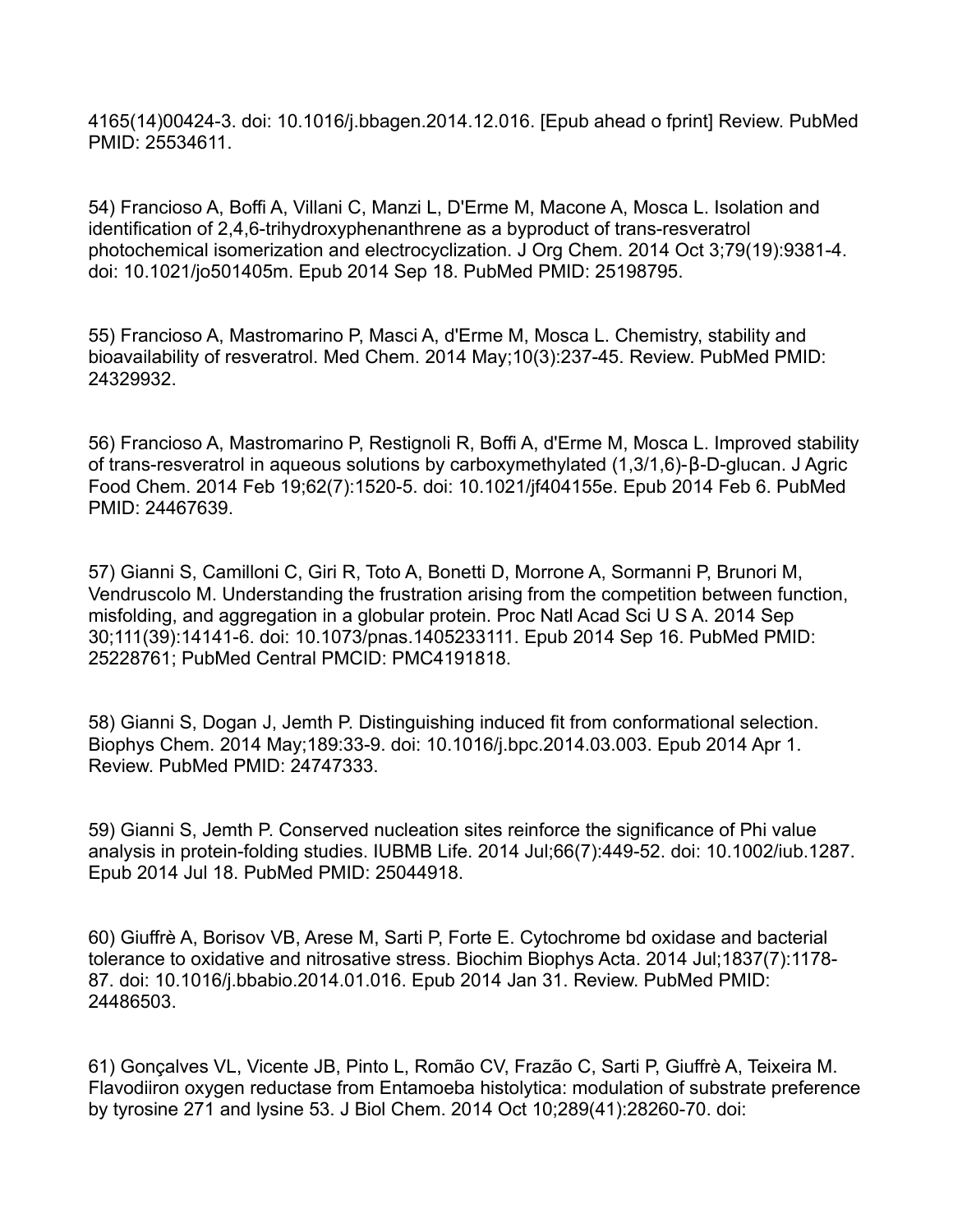4165(14)00424-3. doi: 10.1016/j.bbagen.2014.12.016. [Epub ahead o fprint] Review. PubMed PMID: 25534611.

54) Francioso A, Boffi A, Villani C, Manzi L, D'Erme M, Macone A, Mosca L. Isolation and identification of 2,4,6-trihydroxyphenanthrene as a byproduct of trans-resveratrol photochemical isomerization and electrocyclization. J Org Chem. 2014 Oct 3;79(19):9381-4. doi: 10.1021/jo501405m. Epub 2014 Sep 18. PubMed PMID: 25198795.

55) Francioso A, Mastromarino P, Masci A, d'Erme M, Mosca L. Chemistry, stability and bioavailability of resveratrol. Med Chem. 2014 May;10(3):237-45. Review. PubMed PMID: 24329932.

56) Francioso A, Mastromarino P, Restignoli R, Boffi A, d'Erme M, Mosca L. Improved stability of trans-resveratrol in aqueous solutions by carboxymethylated (1,3/1,6)-β-D-glucan. J Agric Food Chem. 2014 Feb 19;62(7):1520-5. doi: 10.1021/jf404155e. Epub 2014 Feb 6. PubMed PMID: 24467639.

57) Gianni S, Camilloni C, Giri R, Toto A, Bonetti D, Morrone A, Sormanni P, Brunori M, Vendruscolo M. Understanding the frustration arising from the competition between function, misfolding, and aggregation in a globular protein. Proc Natl Acad Sci U S A. 2014 Sep 30;111(39):14141-6. doi: 10.1073/pnas.1405233111. Epub 2014 Sep 16. PubMed PMID: 25228761; PubMed Central PMCID: PMC4191818.

58) Gianni S, Dogan J, Jemth P. Distinguishing induced fit from conformational selection. Biophys Chem. 2014 May;189:33-9. doi: 10.1016/j.bpc.2014.03.003. Epub 2014 Apr 1. Review. PubMed PMID: 24747333.

59) Gianni S, Jemth P. Conserved nucleation sites reinforce the significance of Phi value analysis in protein-folding studies. IUBMB Life. 2014 Jul;66(7):449-52. doi: 10.1002/iub.1287. Epub 2014 Jul 18. PubMed PMID: 25044918.

60) Giuffrè A, Borisov VB, Arese M, Sarti P, Forte E. Cytochrome bd oxidase and bacterial tolerance to oxidative and nitrosative stress. Biochim Biophys Acta. 2014 Jul;1837(7):1178-87. doi: 10.1016/j.bbabio.2014.01.016. Epub 2014 Jan 31. Review. PubMed PMID: 24486503.

61) Gonçalves VL, Vicente JB, Pinto L, Romão CV, Frazão C, Sarti P, Giuffrè A, Teixeira M. Flavodiiron oxygen reductase from Entamoeba histolytica: modulation of substrate preference by tyrosine 271 and lysine 53. J Biol Chem. 2014 Oct 10;289(41):28260-70. doi: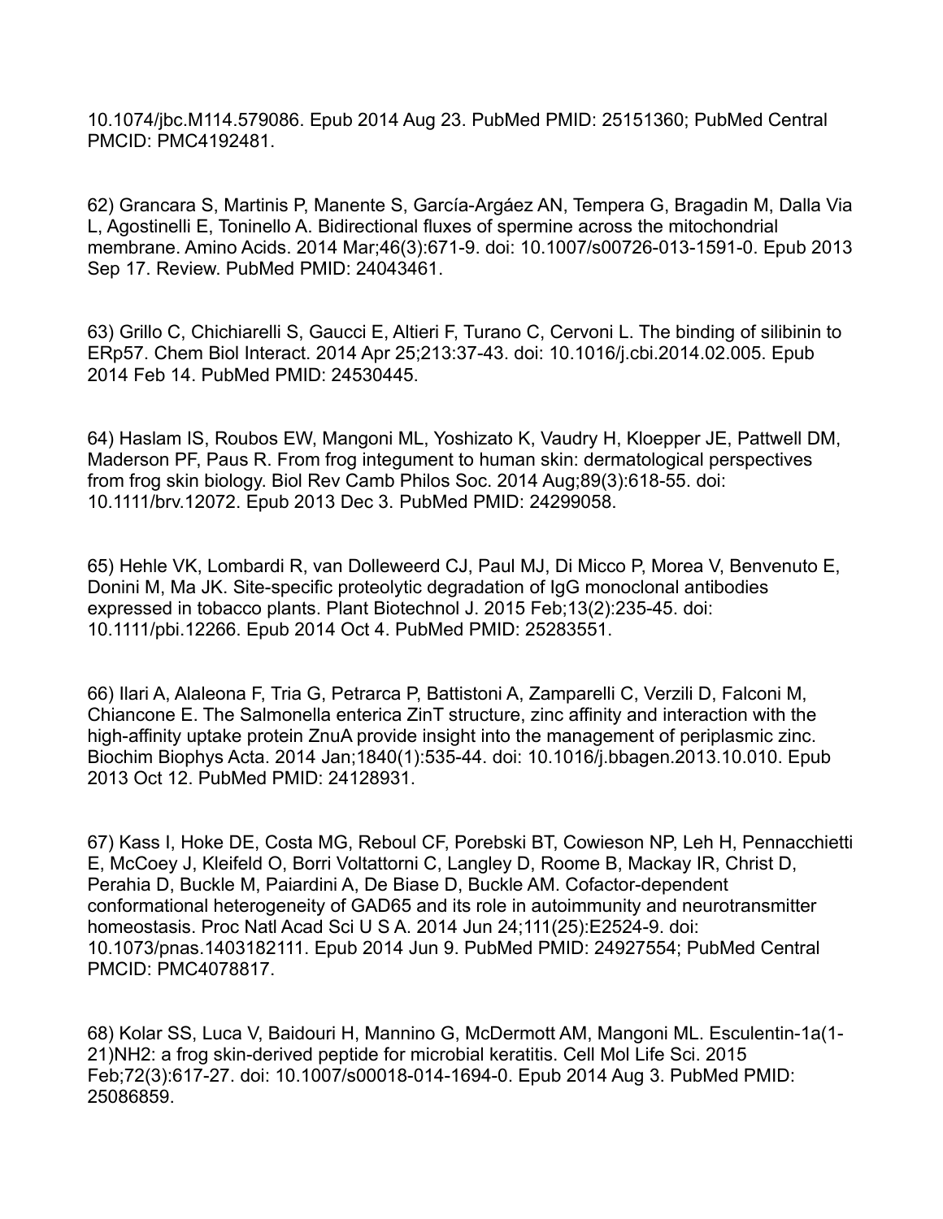10.1074/jbc.M114.579086. Epub 2014 Aug 23. PubMed PMID: 25151360; PubMed Central PMCID: PMC4192481.

62) Grancara S, Martinis P, Manente S, García-Argáez AN, Tempera G, Bragadin M, Dalla Via L, Agostinelli E, Toninello A. Bidirectional fluxes of spermine across the mitochondrial membrane. Amino Acids. 2014 Mar;46(3):671-9. doi: 10.1007/s00726-013-1591-0. Epub 2013 Sep 17. Review. PubMed PMID: 24043461.

63) Grillo C, Chichiarelli S, Gaucci E, Altieri F, Turano C, Cervoni L. The binding of silibinin to ERp57. Chem Biol Interact. 2014 Apr 25;213:37-43. doi: 10.1016/j.cbi.2014.02.005. Epub 2014 Feb 14. PubMed PMID: 24530445.

64) Haslam IS, Roubos EW, Mangoni ML, Yoshizato K, Vaudry H, Kloepper JE, Pattwell DM, Maderson PF, Paus R. From frog integument to human skin: dermatological perspectives from frog skin biology. Biol Rev Camb Philos Soc. 2014 Aug;89(3):618-55. doi: 10.1111/brv.12072. Epub 2013 Dec 3. PubMed PMID: 24299058.

65) Hehle VK, Lombardi R, van Dolleweerd CJ, Paul MJ, Di Micco P, Morea V, Benvenuto E, Donini M, Ma JK. Site-specific proteolytic degradation of IgG monoclonal antibodies expressed in tobacco plants. Plant Biotechnol J. 2015 Feb;13(2):235-45. doi: 10.1111/pbi.12266. Epub 2014 Oct 4. PubMed PMID: 25283551.

66) Ilari A, Alaleona F, Tria G, Petrarca P, Battistoni A, Zamparelli C, Verzili D, Falconi M, Chiancone E. The Salmonella enterica ZinT structure, zinc affinity and interaction with the high-affinity uptake protein ZnuA provide insight into the management of periplasmic zinc. Biochim Biophys Acta. 2014 Jan;1840(1):535-44. doi: 10.1016/j.bbagen.2013.10.010. Epub 2013 Oct 12. PubMed PMID: 24128931.

67) Kass I, Hoke DE, Costa MG, Reboul CF, Porebski BT, Cowieson NP, Leh H, Pennacchietti E, McCoey J, Kleifeld O, Borri Voltattorni C, Langley D, Roome B, Mackay IR, Christ D, Perahia D, Buckle M, Paiardini A, De Biase D, Buckle AM. Cofactor-dependent conformational heterogeneity of GAD65 and its role in autoimmunity and neurotransmitter homeostasis. Proc Natl Acad Sci U S A. 2014 Jun 24;111(25):E2524-9. doi: 10.1073/pnas.1403182111. Epub 2014 Jun 9. PubMed PMID: 24927554; PubMed Central PMCID: PMC4078817.

68) Kolar SS, Luca V, Baidouri H, Mannino G, McDermott AM, Mangoni ML. Esculentin-1a(1-21)NH2: a frog skin-derived peptide for microbial keratitis. Cell Mol Life Sci. 2015 Feb;72(3):617-27. doi: 10.1007/s00018-014-1694-0. Epub 2014 Aug 3. PubMed PMID: 25086859.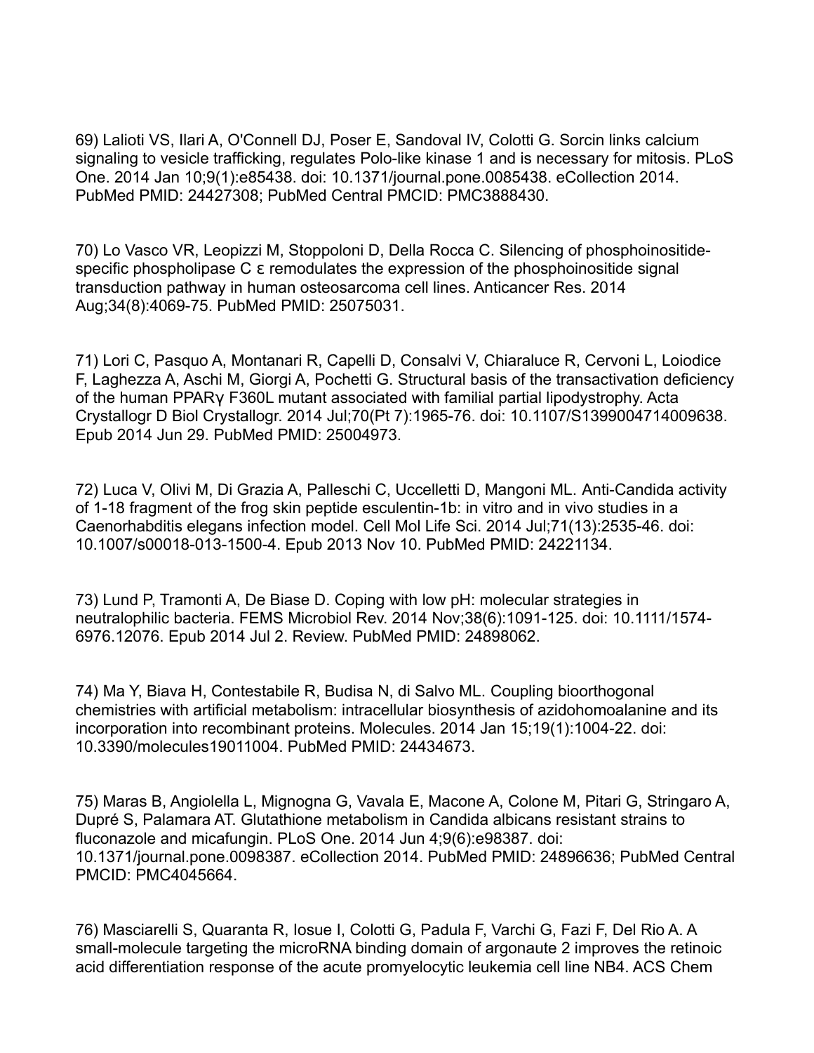69) Lalioti VS, Ilari A, O'Connell DJ, Poser E, Sandoval IV, Colotti G. Sorcin links calcium signaling to vesicle trafficking, regulates Polo-like kinase 1 and is necessary for mitosis. PLoS One. 2014 Jan 10;9(1):e85438. doi: 10.1371/journal.pone.0085438. eCollection 2014. PubMed PMID: 24427308; PubMed Central PMCID: PMC3888430.

70) Lo Vasco VR, Leopizzi M, Stoppoloni D, Della Rocca C. Silencing of phosphoinositide-specific phospholipase C ε remodulates the expression of the phosphoinositide signal transduction pathway in human osteosarcoma cell lines. Anticancer Res. 2014 Aug;34(8):4069-75. PubMed PMID: 25075031.

71) Lori C, Pasquo A, Montanari R, Capelli D, Consalvi V, Chiaraluce R, Cervoni L, Loiodice F, Laghezza A, Aschi M, Giorgi A, Pochetti G. Structural basis of the transactivation deficiency of the human PPARγ F360L mutant associated with familial partial lipodystrophy. Acta Crystallogr D Biol Crystallogr. 2014 Jul;70(Pt 7):1965-76. doi: 10.1107/S1399004714009638. Epub 2014 Jun 29. PubMed PMID: 25004973.

72) Luca V, Olivi M, Di Grazia A, Palleschi C, Uccelletti D, Mangoni ML. Anti-Candida activity of 1-18 fragment of the frog skin peptide esculentin-1b: in vitro and in vivo studies in a Caenorhabditis elegans infection model. Cell Mol Life Sci. 2014 Jul;71(13):2535-46. doi: 10.1007/s00018-013-1500-4. Epub 2013 Nov 10. PubMed PMID: 24221134.

73) Lund P, Tramonti A, De Biase D. Coping with low pH: molecular strategies in neutralophilic bacteria. FEMS Microbiol Rev. 2014 Nov;38(6):1091-125. doi: 10.1111/1574-6976.12076. Epub 2014 Jul 2. Review. PubMed PMID: 24898062.

74) Ma Y, Biava H, Contestabile R, Budisa N, di Salvo ML. Coupling bioorthogonal chemistries with artificial metabolism: intracellular biosynthesis of azidohomoalanine and its incorporation into recombinant proteins. Molecules. 2014 Jan 15;19(1):1004-22. doi: 10.3390/molecules19011004. PubMed PMID: 24434673.

75) Maras B, Angiolella L, Mignogna G, Vavala E, Macone A, Colone M, Pitari G, Stringaro A, Dupré S, Palamara AT. Glutathione metabolism in Candida albicans resistant strains to fluconazole and micafungin. PLoS One. 2014 Jun 4;9(6):e98387. doi: 10.1371/journal.pone.0098387. eCollection 2014. PubMed PMID: 24896636; PubMed Central PMCID: PMC4045664.

76) Masciarelli S, Quaranta R, Iosue I, Colotti G, Padula F, Varchi G, Fazi F, Del Rio A. A small-molecule targeting the microRNA binding domain of argonaute 2 improves the retinoic acid differentiation response of the acute promyelocytic leukemia cell line NB4. ACS Chem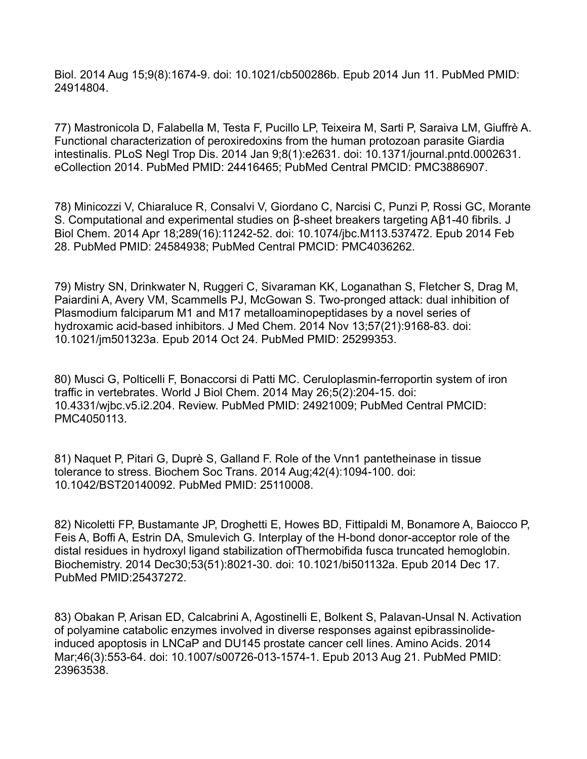Biol. 2014 Aug 15;9(8):1674-9. doi: 10.1021/cb500286b. Epub 2014 Jun 11. PubMed PMID: 24914804.

77) Mastronicola D, Falabella M, Testa F, Pucillo LP, Teixeira M, Sarti P, Saraiva LM, Giuffrè A. Functional characterization of peroxiredoxins from the human protozoan parasite Giardia intestinalis. PLoS Negl Trop Dis. 2014 Jan 9;8(1):e2631. doi: 10.1371/journal.pntd.0002631. eCollection 2014. PubMed PMID: 24416465; PubMed Central PMCID: PMC3886907.

78) Minicozzi V, Chiaraluce R, Consalvi V, Giordano C, Narcisi C, Punzi P, Rossi GC, Morante S. Computational and experimental studies on β-sheet breakers targeting Aβ1-40 fibrils. J Biol Chem. 2014 Apr 18;289(16):11242-52. doi: 10.1074/jbc.M113.537472. Epub 2014 Feb 28. PubMed PMID: 24584938; PubMed Central PMCID: PMC4036262.

79) Mistry SN, Drinkwater N, Ruggeri C, Sivaraman KK, Loganathan S, Fletcher S, Drag M, Paiardini A, Avery VM, Scammells PJ, McGowan S. Two-pronged attack: dual inhibition of Plasmodium falciparum M1 and M17 metalloaminopeptidases by a novel series of hydroxamic acid-based inhibitors. J Med Chem. 2014 Nov 13;57(21):9168-83. doi: 10.1021/jm501323a. Epub 2014 Oct 24. PubMed PMID: 25299353.

80) Musci G, Polticelli F, Bonaccorsi di Patti MC. Ceruloplasmin-ferroportin system of iron traffic in vertebrates. World J Biol Chem. 2014 May 26;5(2):204-15. doi: 10.4331/wjbc.v5.i2.204. Review. PubMed PMID: 24921009; PubMed Central PMCID: PMC4050113.

81) Naquet P, Pitari G, Duprè S, Galland F. Role of the Vnn1 pantetheinase in tissue tolerance to stress. Biochem Soc Trans. 2014 Aug;42(4):1094-100. doi: 10.1042/BST20140092. PubMed PMID: 25110008.

82) Nicoletti FP, Bustamante JP, Droghetti E, Howes BD, Fittipaldi M, Bonamore A, Baiocco P, Feis A, Boffi A, Estrin DA, Smulevich G. Interplay of the H-bond donor-acceptor role of the distal residues in hydroxyl ligand stabilization ofThermobifida fusca truncated hemoglobin. Biochemistry. 2014 Dec30;53(51):8021-30. doi: 10.1021/bi501132a. Epub 2014 Dec 17. PubMed PMID:25437272.

83) Obakan P, Arisan ED, Calcabrini A, Agostinelli E, Bolkent S, Palavan-Unsal N. Activation of polyamine catabolic enzymes involved in diverse responses against epibrassinolide-induced apoptosis in LNCaP and DU145 prostate cancer cell lines. Amino Acids. 2014 Mar;46(3):553-64. doi: 10.1007/s00726-013-1574-1. Epub 2013 Aug 21. PubMed PMID: 23963538.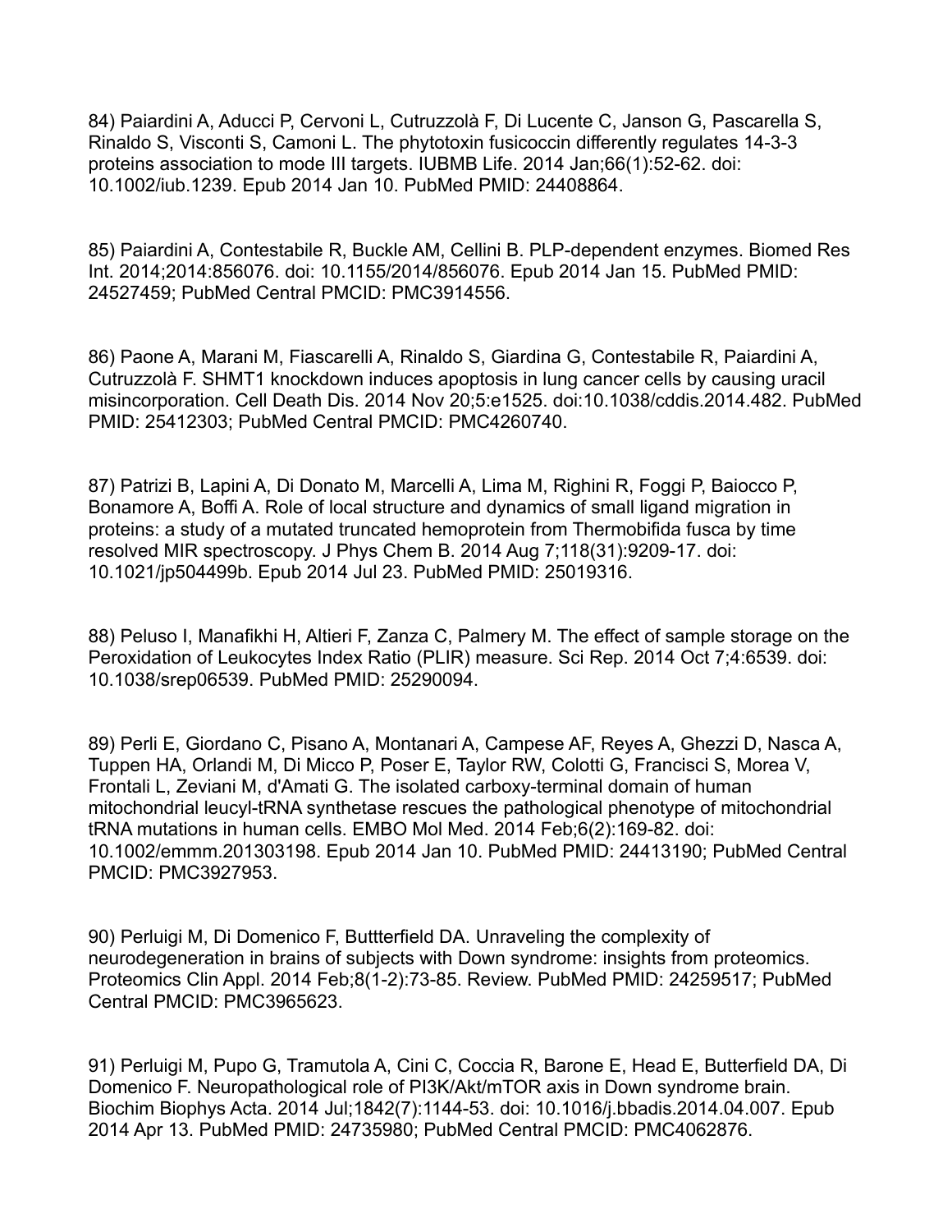84) Paiardini A, Aducci P, Cervoni L, Cutruzzolà F, Di Lucente C, Janson G, Pascarella S, Rinaldo S, Visconti S, Camoni L. The phytotoxin fusicoccin differently regulates 14-3-3 proteins association to mode III targets. IUBMB Life. 2014 Jan;66(1):52-62. doi: 10.1002/iub.1239. Epub 2014 Jan 10. PubMed PMID: 24408864.

85) Paiardini A, Contestabile R, Buckle AM, Cellini B. PLP-dependent enzymes. Biomed Res Int. 2014;2014:856076. doi: 10.1155/2014/856076. Epub 2014 Jan 15. PubMed PMID: 24527459; PubMed Central PMCID: PMC3914556.

86) Paone A, Marani M, Fiascarelli A, Rinaldo S, Giardina G, Contestabile R, Paiardini A, Cutruzzolà F. SHMT1 knockdown induces apoptosis in lung cancer cells by causing uracil misincorporation. Cell Death Dis. 2014 Nov 20;5:e1525. doi:10.1038/cddis.2014.482. PubMed PMID: 25412303; PubMed Central PMCID: PMC4260740.

87) Patrizi B, Lapini A, Di Donato M, Marcelli A, Lima M, Righini R, Foggi P, Baiocco P, Bonamore A, Boffi A. Role of local structure and dynamics of small ligand migration in proteins: a study of a mutated truncated hemoprotein from Thermobifida fusca by time resolved MIR spectroscopy. J Phys Chem B. 2014 Aug 7;118(31):9209-17. doi: 10.1021/jp504499b. Epub 2014 Jul 23. PubMed PMID: 25019316.

88) Peluso I, Manafikhi H, Altieri F, Zanza C, Palmery M. The effect of sample storage on the Peroxidation of Leukocytes Index Ratio (PLIR) measure. Sci Rep. 2014 Oct 7;4:6539. doi: 10.1038/srep06539. PubMed PMID: 25290094.

89) Perli E, Giordano C, Pisano A, Montanari A, Campese AF, Reyes A, Ghezzi D, Nasca A, Tuppen HA, Orlandi M, Di Micco P, Poser E, Taylor RW, Colotti G, Francisci S, Morea V, Frontali L, Zeviani M, d'Amati G. The isolated carboxy-terminal domain of human mitochondrial leucyl-tRNA synthetase rescues the pathological phenotype of mitochondrial tRNA mutations in human cells. EMBO Mol Med. 2014 Feb;6(2):169-82. doi: 10.1002/emmm.201303198. Epub 2014 Jan 10. PubMed PMID: 24413190; PubMed Central PMCID: PMC3927953.

90) Perluigi M, Di Domenico F, Buttterfield DA. Unraveling the complexity of neurodegeneration in brains of subjects with Down syndrome: insights from proteomics. Proteomics Clin Appl. 2014 Feb;8(1-2):73-85. Review. PubMed PMID: 24259517; PubMed Central PMCID: PMC3965623.

91) Perluigi M, Pupo G, Tramutola A, Cini C, Coccia R, Barone E, Head E, Butterfield DA, Di Domenico F. Neuropathological role of PI3K/Akt/mTOR axis in Down syndrome brain. Biochim Biophys Acta. 2014 Jul;1842(7):1144-53. doi: 10.1016/j.bbadis.2014.04.007. Epub 2014 Apr 13. PubMed PMID: 24735980; PubMed Central PMCID: PMC4062876.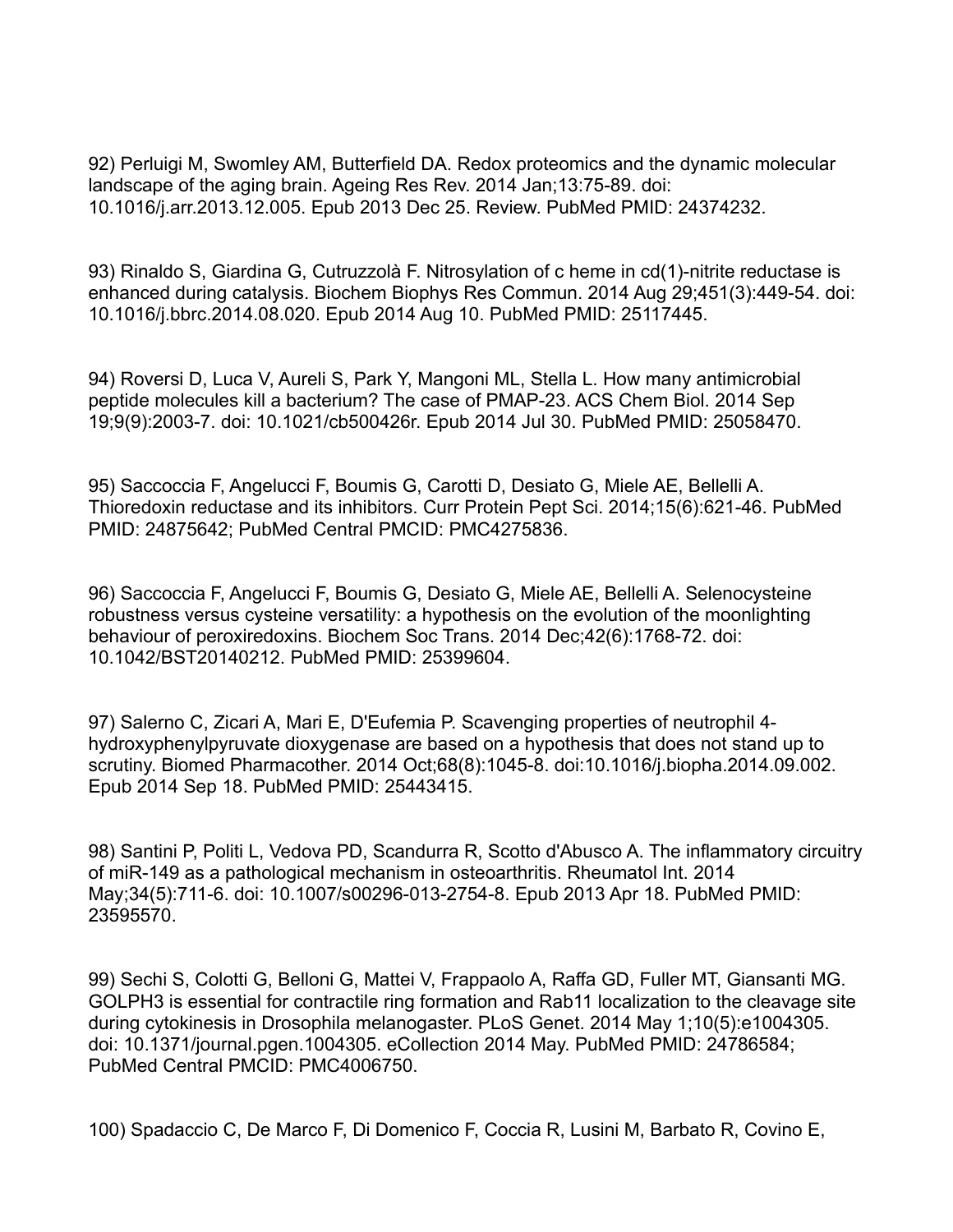92) Perluigi M, Swomley AM, Butterfield DA. Redox proteomics and the dynamic molecular landscape of the aging brain. Ageing Res Rev. 2014 Jan;13:75-89. doi: 10.1016/j.arr.2013.12.005. Epub 2013 Dec 25. Review. PubMed PMID: 24374232.

93) Rinaldo S, Giardina G, Cutruzzolà F. Nitrosylation of c heme in cd(1)-nitrite reductase is enhanced during catalysis. Biochem Biophys Res Commun. 2014 Aug 29;451(3):449-54. doi: 10.1016/j.bbrc.2014.08.020. Epub 2014 Aug 10. PubMed PMID: 25117445.

94) Roversi D, Luca V, Aureli S, Park Y, Mangoni ML, Stella L. How many antimicrobial peptide molecules kill a bacterium? The case of PMAP-23. ACS Chem Biol. 2014 Sep 19;9(9):2003-7. doi: 10.1021/cb500426r. Epub 2014 Jul 30. PubMed PMID: 25058470.

95) Saccoccia F, Angelucci F, Boumis G, Carotti D, Desiato G, Miele AE, Bellelli A. Thioredoxin reductase and its inhibitors. Curr Protein Pept Sci. 2014;15(6):621-46. PubMed PMID: 24875642; PubMed Central PMCID: PMC4275836.

96) Saccoccia F, Angelucci F, Boumis G, Desiato G, Miele AE, Bellelli A. Selenocysteine robustness versus cysteine versatility: a hypothesis on the evolution of the moonlighting behaviour of peroxiredoxins. Biochem Soc Trans. 2014 Dec;42(6):1768-72. doi: 10.1042/BST20140212. PubMed PMID: 25399604.

97) Salerno C, Zicari A, Mari E, D'Eufemia P. Scavenging properties of neutrophil 4-hydroxyphenylpyruvate dioxygenase are based on a hypothesis that does not stand up to scrutiny. Biomed Pharmacother. 2014 Oct;68(8):1045-8. doi:10.1016/j.biopha.2014.09.002. Epub 2014 Sep 18. PubMed PMID: 25443415.

98) Santini P, Politi L, Vedova PD, Scandurra R, Scotto d'Abusco A. The inflammatory circuitry of miR-149 as a pathological mechanism in osteoarthritis. Rheumatol Int. 2014 May;34(5):711-6. doi: 10.1007/s00296-013-2754-8. Epub 2013 Apr 18. PubMed PMID: 23595570.

99) Sechi S, Colotti G, Belloni G, Mattei V, Frappaolo A, Raffa GD, Fuller MT, Giansanti MG. GOLPH3 is essential for contractile ring formation and Rab11 localization to the cleavage site during cytokinesis in Drosophila melanogaster. PLoS Genet. 2014 May 1;10(5):e1004305. doi: 10.1371/journal.pgen.1004305. eCollection 2014 May. PubMed PMID: 24786584; PubMed Central PMCID: PMC4006750.

100) Spadaccio C, De Marco F, Di Domenico F, Coccia R, Lusini M, Barbato R, Covino E,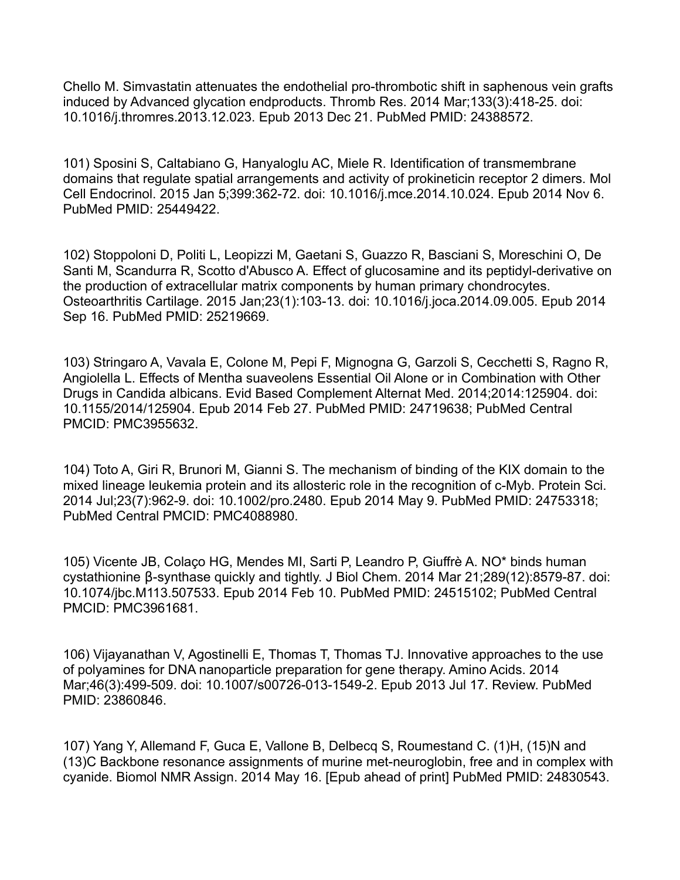Chello M. Simvastatin attenuates the endothelial pro-thrombotic shift in saphenous vein grafts induced by Advanced glycation endproducts. Thromb Res. 2014 Mar;133(3):418-25. doi: 10.1016/j.thromres.2013.12.023. Epub 2013 Dec 21. PubMed PMID: 24388572.

101) Sposini S, Caltabiano G, Hanyaloglu AC, Miele R. Identification of transmembrane domains that regulate spatial arrangements and activity of prokineticin receptor 2 dimers. Mol Cell Endocrinol. 2015 Jan 5;399:362-72. doi: 10.1016/j.mce.2014.10.024. Epub 2014 Nov 6. PubMed PMID: 25449422.

102) Stoppoloni D, Politi L, Leopizzi M, Gaetani S, Guazzo R, Basciani S, Moreschini O, De Santi M, Scandurra R, Scotto d'Abusco A. Effect of glucosamine and its peptidyl-derivative on the production of extracellular matrix components by human primary chondrocytes. Osteoarthritis Cartilage. 2015 Jan;23(1):103-13. doi: 10.1016/j.joca.2014.09.005. Epub 2014 Sep 16. PubMed PMID: 25219669.

103) Stringaro A, Vavala E, Colone M, Pepi F, Mignogna G, Garzoli S, Cecchetti S, Ragno R, Angiolella L. Effects of Mentha suaveolens Essential Oil Alone or in Combination with Other Drugs in Candida albicans. Evid Based Complement Alternat Med. 2014;2014:125904. doi: 10.1155/2014/125904. Epub 2014 Feb 27. PubMed PMID: 24719638; PubMed Central PMCID: PMC3955632.

104) Toto A, Giri R, Brunori M, Gianni S. The mechanism of binding of the KIX domain to the mixed lineage leukemia protein and its allosteric role in the recognition of c-Myb. Protein Sci. 2014 Jul;23(7):962-9. doi: 10.1002/pro.2480. Epub 2014 May 9. PubMed PMID: 24753318; PubMed Central PMCID: PMC4088980.

105) Vicente JB, Colaço HG, Mendes MI, Sarti P, Leandro P, Giuffrè A. NO* binds human cystathionine β-synthase quickly and tightly. J Biol Chem. 2014 Mar 21;289(12):8579-87. doi: 10.1074/jbc.M113.507533. Epub 2014 Feb 10. PubMed PMID: 24515102; PubMed Central PMCID: PMC3961681.

106) Vijayanathan V, Agostinelli E, Thomas T, Thomas TJ. Innovative approaches to the use of polyamines for DNA nanoparticle preparation for gene therapy. Amino Acids. 2014 Mar;46(3):499-509. doi: 10.1007/s00726-013-1549-2. Epub 2013 Jul 17. Review. PubMed PMID: 23860846.

107) Yang Y, Allemand F, Guca E, Vallone B, Delbecq S, Roumestand C. (1)H, (15)N and (13)C Backbone resonance assignments of murine met-neuroglobin, free and in complex with cyanide. Biomol NMR Assign. 2014 May 16. [Epub ahead of print] PubMed PMID: 24830543.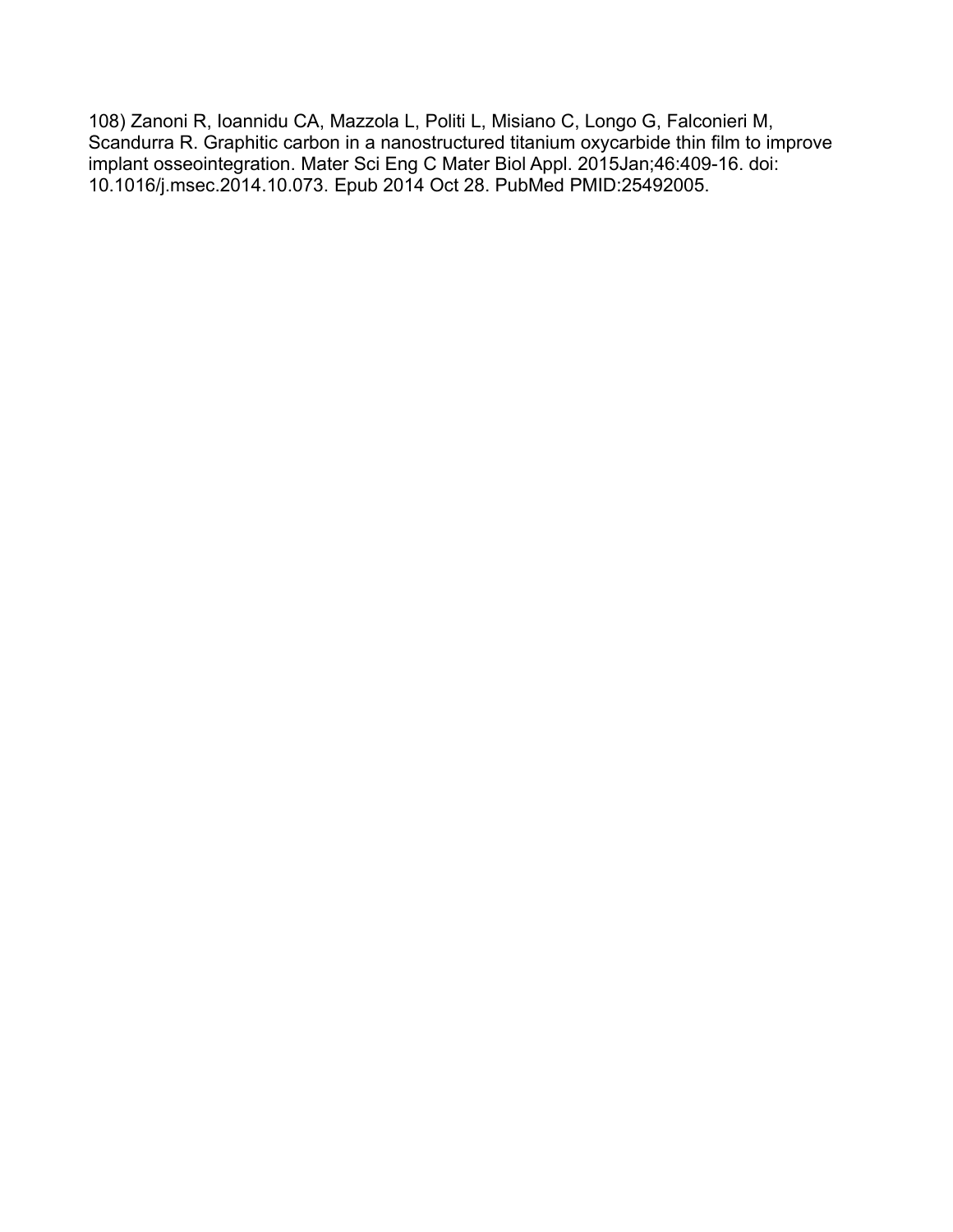108) Zanoni R, Ioannidu CA, Mazzola L, Politi L, Misiano C, Longo G, Falconieri M, Scandurra R. Graphitic carbon in a nanostructured titanium oxycarbide thin film to improve implant osseointegration. Mater Sci Eng C Mater Biol Appl. 2015Jan;46:409-16. doi: 10.1016/j.msec.2014.10.073. Epub 2014 Oct 28. PubMed PMID:25492005.